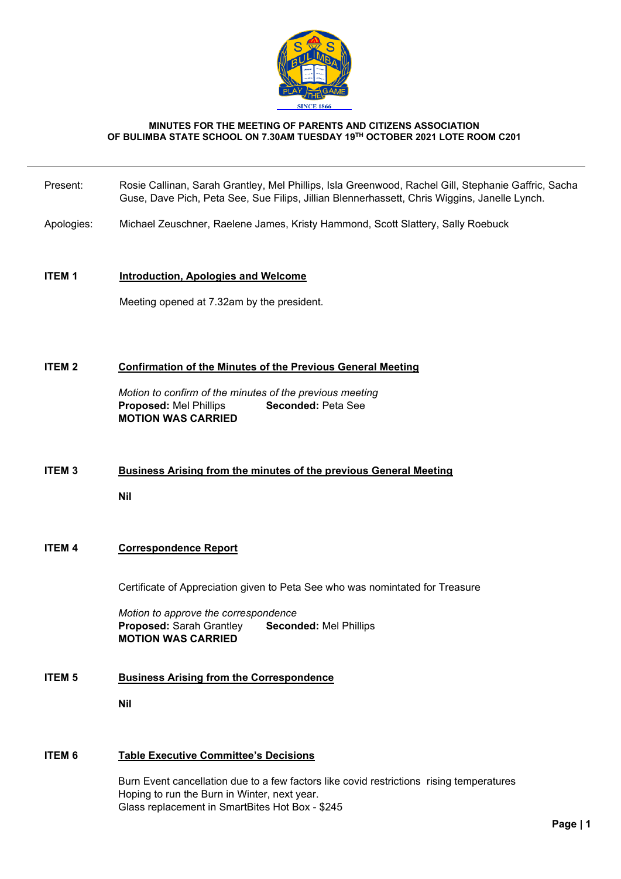**MINUTES FOR THE MEETING OF PARENTS AND CITIZENS ASSOCIATION OF BULIMBA STATE SCHOOL ON 7.30AM TUESDAY 19TH OCTOBER 2021 LOTE ROOM C201**

---

Present: Rosie Callinan, Sarah Grantley, Mel Phillips, Isla Greenwood, Rachel Gill, Stephanie Gaffric, Sacha Guse, Dave Pich, Peta See, Sue Filips, Jillian Blennerhassett, Chris Wiggins, Janelle Lynch.

Apologies: Michael Zeuschner, Raelene James, Kristy Hammond, Scott Slattery, Sally Roebuck

**ITEM 1 Introduction, Apologies and Welcome**

Meeting opened at 7.32am by the president.

**ITEM 2 Confirmation of the Minutes of the Previous General Meeting**

*Motion to confirm of the minutes of the previous meeting*
**Proposed:** Mel Phillips **Seconded:** Peta See
**MOTION WAS CARRIED**

**ITEM 3 Business Arising from the minutes of the previous General Meeting**

**Nil**

**ITEM 4 Correspondence Report**

Certificate of Appreciation given to Peta See who was nomintated for Treasure

*Motion to approve the correspondence*
**Proposed:** Sarah Grantley **Seconded:** Mel Phillips
**MOTION WAS CARRIED**

**ITEM 5 Business Arising from the Correspondence**

**Nil**

**ITEM 6 Table Executive Committee's Decisions**

Burn Event cancellation due to a few factors like covid restrictions rising temperatures
Hoping to run the Burn in Winter, next year.
Glass replacement in SmartBites Hot Box - $245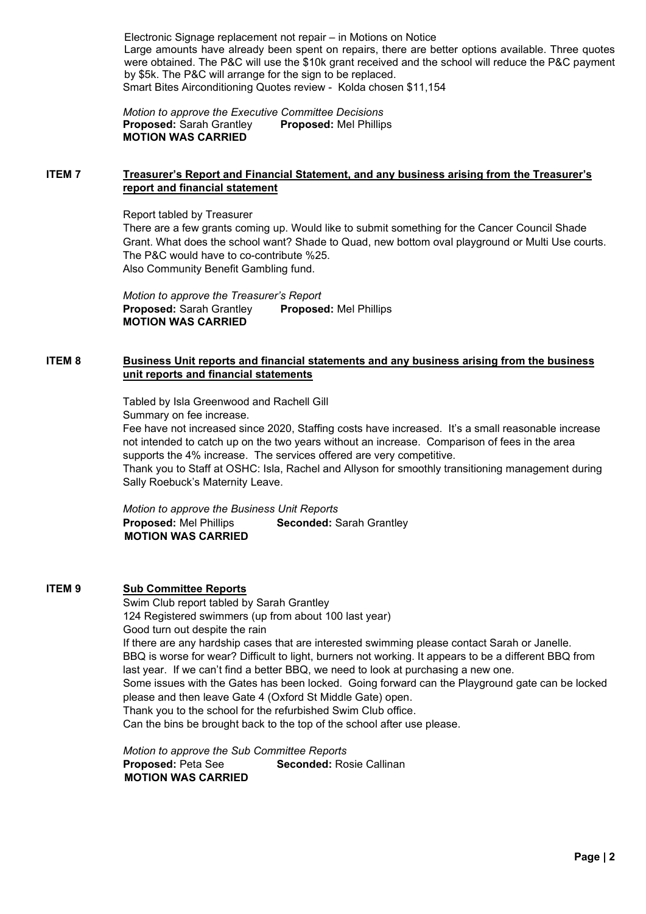Electronic Signage replacement not repair – in Motions on Notice
Large amounts have already been spent on repairs, there are better options available. Three quotes were obtained. The P&C will use the $10k grant received and the school will reduce the P&C payment by $5k. The P&C will arrange for the sign to be replaced.
Smart Bites Airconditioning Quotes review - Kolda chosen $11,154

*Motion to approve the Executive Committee Decisions*
**Proposed:** Sarah Grantley **Proposed:** Mel Phillips
**MOTION WAS CARRIED**

## ITEM 7 Treasurer's Report and Financial Statement, and any business arising from the Treasurer's report and financial statement

Report tabled by Treasurer
There are a few grants coming up. Would like to submit something for the Cancer Council Shade Grant. What does the school want? Shade to Quad, new bottom oval playground or Multi Use courts. The P&C would have to co-contribute %25.
Also Community Benefit Gambling fund.

*Motion to approve the Treasurer's Report*
**Proposed:** Sarah Grantley **Proposed:** Mel Phillips
**MOTION WAS CARRIED**

## ITEM 8 Business Unit reports and financial statements and any business arising from the business unit reports and financial statements

Tabled by Isla Greenwood and Rachell Gill
Summary on fee increase.
Fee have not increased since 2020, Staffing costs have increased. It's a small reasonable increase not intended to catch up on the two years without an increase. Comparison of fees in the area supports the 4% increase. The services offered are very competitive.
Thank you to Staff at OSHC: Isla, Rachel and Allyson for smoothly transitioning management during Sally Roebuck's Maternity Leave.

*Motion to approve the Business Unit Reports*
**Proposed:** Mel Phillips **Seconded:** Sarah Grantley
**MOTION WAS CARRIED**

## ITEM 9 Sub Committee Reports

Swim Club report tabled by Sarah Grantley
124 Registered swimmers (up from about 100 last year)
Good turn out despite the rain
If there are any hardship cases that are interested swimming please contact Sarah or Janelle.
BBQ is worse for wear? Difficult to light, burners not working. It appears to be a different BBQ from last year. If we can't find a better BBQ, we need to look at purchasing a new one.
Some issues with the Gates has been locked. Going forward can the Playground gate can be locked please and then leave Gate 4 (Oxford St Middle Gate) open.
Thank you to the school for the refurbished Swim Club office.
Can the bins be brought back to the top of the school after use please.

*Motion to approve the Sub Committee Reports*
**Proposed:** Peta See **Seconded:** Rosie Callinan
**MOTION WAS CARRIED**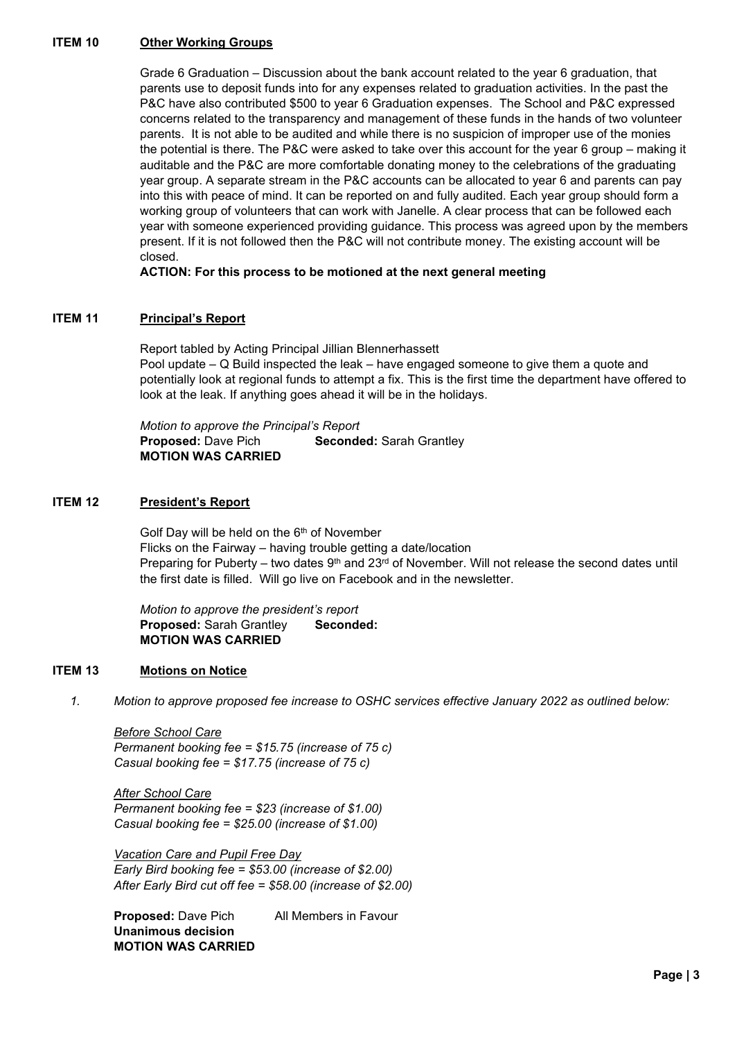## ITEM 10 Other Working Groups

Grade 6 Graduation – Discussion about the bank account related to the year 6 graduation, that parents use to deposit funds into for any expenses related to graduation activities. In the past the P&C have also contributed $500 to year 6 Graduation expenses. The School and P&C expressed concerns related to the transparency and management of these funds in the hands of two volunteer parents. It is not able to be audited and while there is no suspicion of improper use of the monies the potential is there. The P&C were asked to take over this account for the year 6 group – making it auditable and the P&C are more comfortable donating money to the celebrations of the graduating year group. A separate stream in the P&C accounts can be allocated to year 6 and parents can pay into this with peace of mind. It can be reported on and fully audited. Each year group should form a working group of volunteers that can work with Janelle. A clear process that can be followed each year with someone experienced providing guidance. This process was agreed upon by the members present. If it is not followed then the P&C will not contribute money. The existing account will be closed.

**ACTION: For this process to be motioned at the next general meeting**

## ITEM 11 Principal's Report

Report tabled by Acting Principal Jillian Blennerhassett

Pool update – Q Build inspected the leak – have engaged someone to give them a quote and potentially look at regional funds to attempt a fix. This is the first time the department have offered to look at the leak. If anything goes ahead it will be in the holidays.

*Motion to approve the Principal's Report*

**Proposed:** Dave Pich **Seconded:** Sarah Grantley

**MOTION WAS CARRIED**

## ITEM 12 President's Report

Golf Day will be held on the 6th of November

Flicks on the Fairway – having trouble getting a date/location

Preparing for Puberty – two dates 9th and 23rd of November. Will not release the second dates until the first date is filled. Will go live on Facebook and in the newsletter.

*Motion to approve the president's report*

**Proposed:** Sarah Grantley **Seconded:**

**MOTION WAS CARRIED**

## ITEM 13 Motions on Notice

1. *Motion to approve proposed fee increase to OSHC services effective January 2022 as outlined below:*

*Before School Care*
*Permanent booking fee = $15.75 (increase of 75 c)*
*Casual booking fee = $17.75 (increase of 75 c)*

*After School Care*
*Permanent booking fee = $23 (increase of $1.00)*
*Casual booking fee = $25.00 (increase of $1.00)*

*Vacation Care and Pupil Free Day*
*Early Bird booking fee = $53.00 (increase of $2.00)*
*After Early Bird cut off fee = $58.00 (increase of $2.00)*

**Proposed:** Dave Pich All Members in Favour

**Unanimous decision**

**MOTION WAS CARRIED**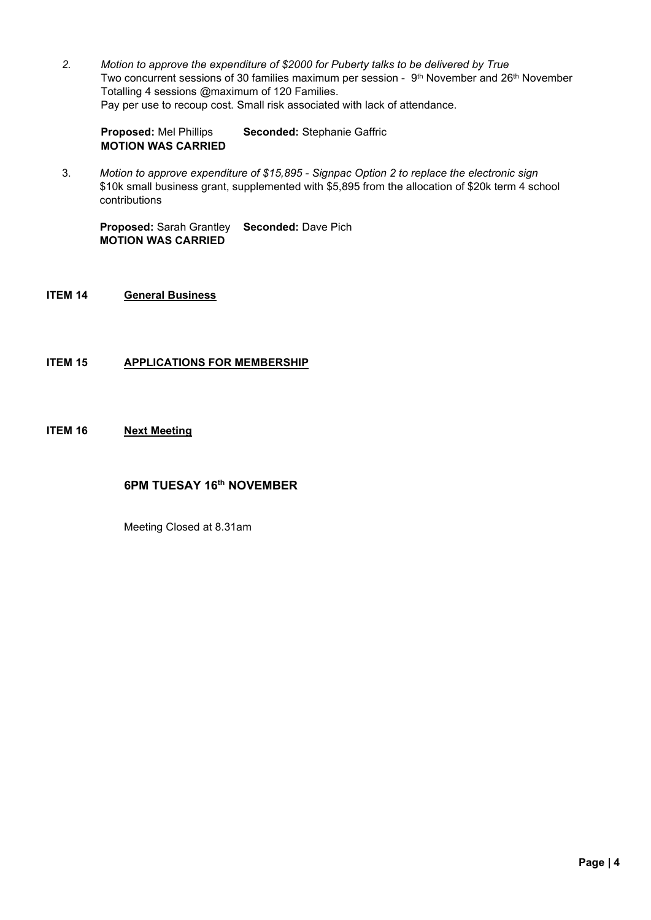2. *Motion to approve the expenditure of $2000 for Puberty talks to be delivered by True*
   Two concurrent sessions of 30 families maximum per session - 9th November and 26th November
   Totalling 4 sessions @maximum of 120 Families.
   Pay per use to recoup cost. Small risk associated with lack of attendance.

   **Proposed:** Mel Phillips **Seconded:** Stephanie Gaffric
   **MOTION WAS CARRIED**

3. *Motion to approve expenditure of $15,895 - Signpac Option 2 to replace the electronic sign*
   $10k small business grant, supplemented with $5,895 from the allocation of $20k term 4 school contributions

   **Proposed:** Sarah Grantley **Seconded:** Dave Pich
   **MOTION WAS CARRIED**

**ITEM 14** **General Business**

**ITEM 15** **APPLICATIONS FOR MEMBERSHIP**

**ITEM 16** **Next Meeting**

**6PM TUESAY 16th NOVEMBER**

Meeting Closed at 8.31am